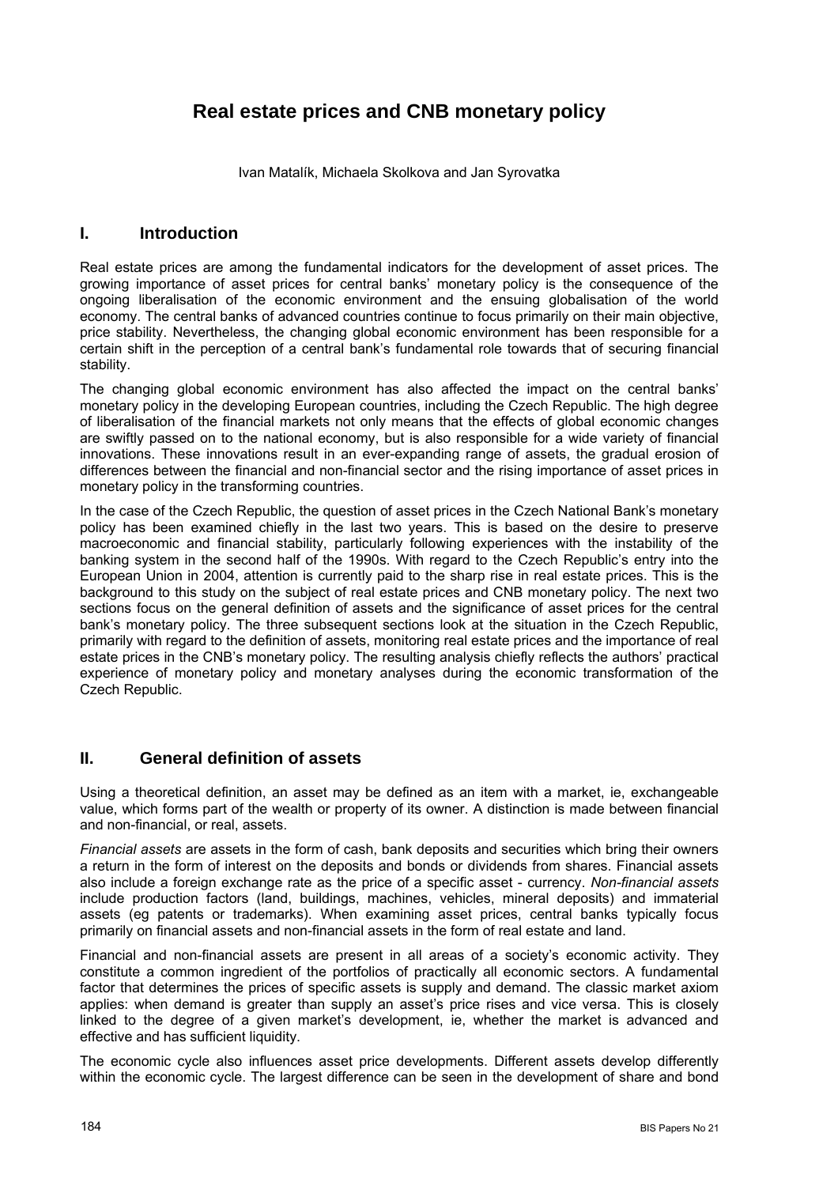# Real estate prices and CNB monetary policy

Ivan Matalík, Michaela Skolkova and Jan Syrovatka

## I. Introduction

Real estate prices are among the fundamental indicators for the development of asset prices. The growing importance of asset prices for central banks' monetary policy is the consequence of the ongoing liberalisation of the economic environment and the ensuing globalisation of the world economy. The central banks of advanced countries continue to focus primarily on their main objective, price stability. Nevertheless, the changing global economic environment has been responsible for a certain shift in the perception of a central bank's fundamental role towards that of securing financial stability.

The changing global economic environment has also affected the impact on the central banks' monetary policy in the developing European countries, including the Czech Republic. The high degree of liberalisation of the financial markets not only means that the effects of global economic changes are swiftly passed on to the national economy, but is also responsible for a wide variety of financial innovations. These innovations result in an ever-expanding range of assets, the gradual erosion of differences between the financial and non-financial sector and the rising importance of asset prices in monetary policy in the transforming countries.

In the case of the Czech Republic, the question of asset prices in the Czech National Bank's monetary policy has been examined chiefly in the last two years. This is based on the desire to preserve macroeconomic and financial stability, particularly following experiences with the instability of the banking system in the second half of the 1990s. With regard to the Czech Republic's entry into the European Union in 2004, attention is currently paid to the sharp rise in real estate prices. This is the background to this study on the subject of real estate prices and CNB monetary policy. The next two sections focus on the general definition of assets and the significance of asset prices for the central bank's monetary policy. The three subsequent sections look at the situation in the Czech Republic, primarily with regard to the definition of assets, monitoring real estate prices and the importance of real estate prices in the CNB's monetary policy. The resulting analysis chiefly reflects the authors' practical experience of monetary policy and monetary analyses during the economic transformation of the Czech Republic.

## II. General definition of assets

Using a theoretical definition, an asset may be defined as an item with a market, ie, exchangeable value, which forms part of the wealth or property of its owner. A distinction is made between financial and non-financial, or real, assets.

*Financial assets* are assets in the form of cash, bank deposits and securities which bring their owners a return in the form of interest on the deposits and bonds or dividends from shares. Financial assets also include a foreign exchange rate as the price of a specific asset - currency. *Non-financial assets* include production factors (land, buildings, machines, vehicles, mineral deposits) and immaterial assets (eg patents or trademarks). When examining asset prices, central banks typically focus primarily on financial assets and non-financial assets in the form of real estate and land.

Financial and non-financial assets are present in all areas of a society's economic activity. They constitute a common ingredient of the portfolios of practically all economic sectors. A fundamental factor that determines the prices of specific assets is supply and demand. The classic market axiom applies: when demand is greater than supply an asset's price rises and vice versa. This is closely linked to the degree of a given market's development, ie, whether the market is advanced and effective and has sufficient liquidity.

The economic cycle also influences asset price developments. Different assets develop differently within the economic cycle. The largest difference can be seen in the development of share and bond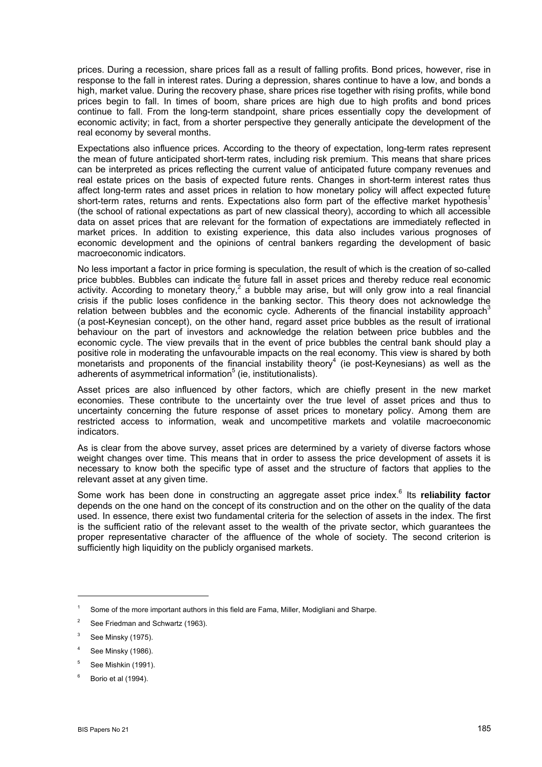prices. During a recession, share prices fall as a result of falling profits. Bond prices, however, rise in response to the fall in interest rates. During a depression, shares continue to have a low, and bonds a high, market value. During the recovery phase, share prices rise together with rising profits, while bond prices begin to fall. In times of boom, share prices are high due to high profits and bond prices continue to fall. From the long-term standpoint, share prices essentially copy the development of economic activity; in fact, from a shorter perspective they generally anticipate the development of the real economy by several months.

Expectations also influence prices. According to the theory of expectation, long-term rates represent the mean of future anticipated short-term rates, including risk premium. This means that share prices can be interpreted as prices reflecting the current value of anticipated future company revenues and real estate prices on the basis of expected future rents. Changes in short-term interest rates thus affect long-term rates and asset prices in relation to how monetary policy will affect expected future short-term rates, returns and rents. Expectations also form part of the effective market hypothesis[1] (the school of rational expectations as part of new classical theory), according to which all accessible data on asset prices that are relevant for the formation of expectations are immediately reflected in market prices. In addition to existing experience, this data also includes various prognoses of economic development and the opinions of central bankers regarding the development of basic macroeconomic indicators.

No less important a factor in price forming is speculation, the result of which is the creation of so-called price bubbles. Bubbles can indicate the future fall in asset prices and thereby reduce real economic activity. According to monetary theory,[2] a bubble may arise, but will only grow into a real financial crisis if the public loses confidence in the banking sector. This theory does not acknowledge the relation between bubbles and the economic cycle. Adherents of the financial instability approach[3] (a post-Keynesian concept), on the other hand, regard asset price bubbles as the result of irrational behaviour on the part of investors and acknowledge the relation between price bubbles and the economic cycle. The view prevails that in the event of price bubbles the central bank should play a positive role in moderating the unfavourable impacts on the real economy. This view is shared by both monetarists and proponents of the financial instability theory[4] (ie post-Keynesians) as well as the adherents of asymmetrical information[5] (ie, institutionalists).

Asset prices are also influenced by other factors, which are chiefly present in the new market economies. These contribute to the uncertainty over the true level of asset prices and thus to uncertainty concerning the future response of asset prices to monetary policy. Among them are restricted access to information, weak and uncompetitive markets and volatile macroeconomic indicators.

As is clear from the above survey, asset prices are determined by a variety of diverse factors whose weight changes over time. This means that in order to assess the price development of assets it is necessary to know both the specific type of asset and the structure of factors that applies to the relevant asset at any given time.

Some work has been done in constructing an aggregate asset price index.[6] Its **reliability factor** depends on the one hand on the concept of its construction and on the other on the quality of the data used. In essence, there exist two fundamental criteria for the selection of assets in the index. The first is the sufficient ratio of the relevant asset to the wealth of the private sector, which guarantees the proper representative character of the affluence of the whole of society. The second criterion is sufficiently high liquidity on the publicly organised markets.

---

[1] Some of the more important authors in this field are Fama, Miller, Modigliani and Sharpe.

[2] See Friedman and Schwartz (1963).

[3] See Minsky (1975).

[4] See Minsky (1986).

[5] See Mishkin (1991).

[6] Borio et al (1994).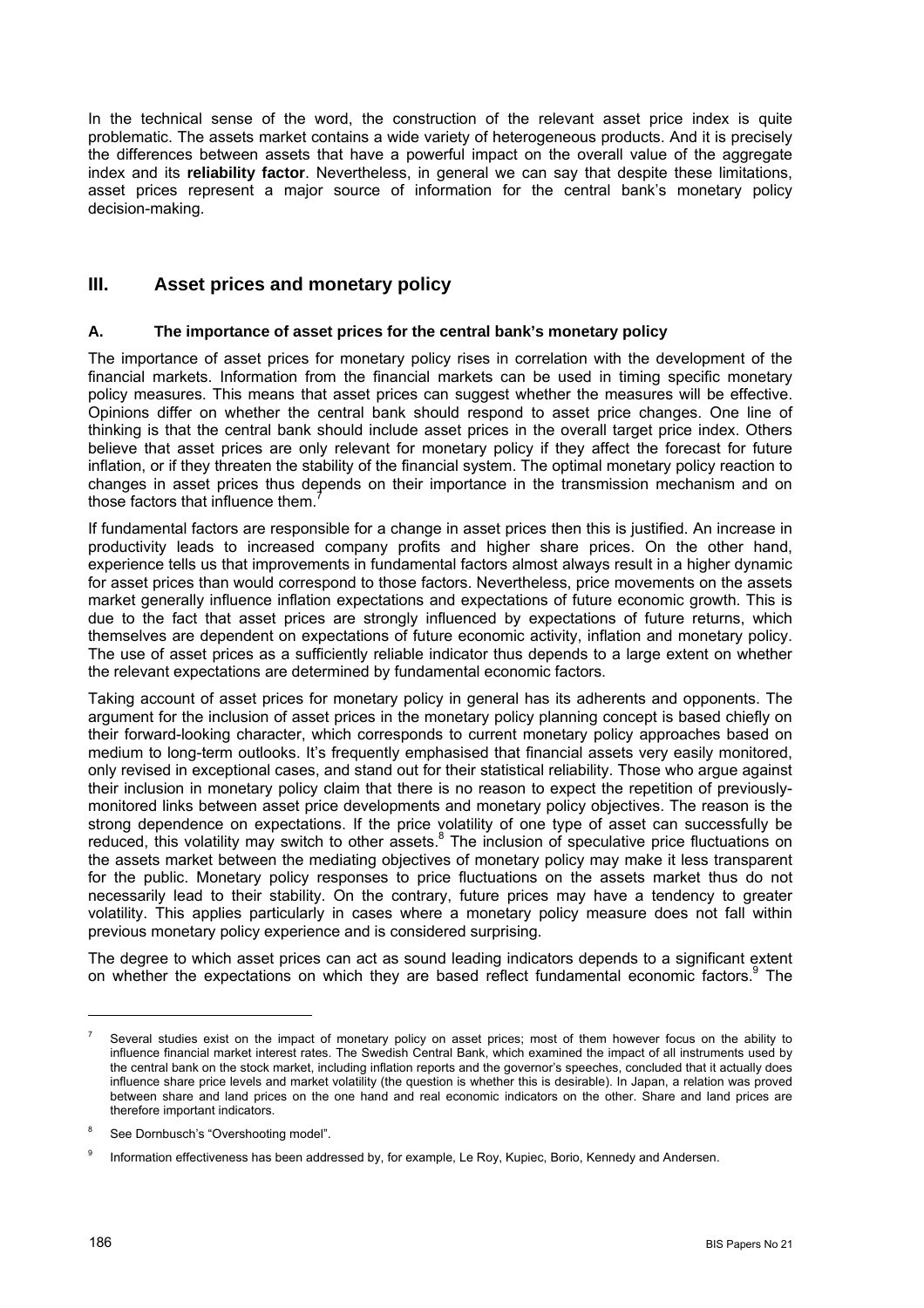In the technical sense of the word, the construction of the relevant asset price index is quite problematic. The assets market contains a wide variety of heterogeneous products. And it is precisely the differences between assets that have a powerful impact on the overall value of the aggregate index and its **reliability factor**. Nevertheless, in general we can say that despite these limitations, asset prices represent a major source of information for the central bank's monetary policy decision-making.

## III. Asset prices and monetary policy

### A. The importance of asset prices for the central bank's monetary policy

The importance of asset prices for monetary policy rises in correlation with the development of the financial markets. Information from the financial markets can be used in timing specific monetary policy measures. This means that asset prices can suggest whether the measures will be effective. Opinions differ on whether the central bank should respond to asset price changes. One line of thinking is that the central bank should include asset prices in the overall target price index. Others believe that asset prices are only relevant for monetary policy if they affect the forecast for future inflation, or if they threaten the stability of the financial system. The optimal monetary policy reaction to changes in asset prices thus depends on their importance in the transmission mechanism and on those factors that influence them.[7]

If fundamental factors are responsible for a change in asset prices then this is justified. An increase in productivity leads to increased company profits and higher share prices. On the other hand, experience tells us that improvements in fundamental factors almost always result in a higher dynamic for asset prices than would correspond to those factors. Nevertheless, price movements on the assets market generally influence inflation expectations and expectations of future economic growth. This is due to the fact that asset prices are strongly influenced by expectations of future returns, which themselves are dependent on expectations of future economic activity, inflation and monetary policy. The use of asset prices as a sufficiently reliable indicator thus depends to a large extent on whether the relevant expectations are determined by fundamental economic factors.

Taking account of asset prices for monetary policy in general has its adherents and opponents. The argument for the inclusion of asset prices in the monetary policy planning concept is based chiefly on their forward-looking character, which corresponds to current monetary policy approaches based on medium to long-term outlooks. It's frequently emphasised that financial assets very easily monitored, only revised in exceptional cases, and stand out for their statistical reliability. Those who argue against their inclusion in monetary policy claim that there is no reason to expect the repetition of previously-monitored links between asset price developments and monetary policy objectives. The reason is the strong dependence on expectations. If the price volatility of one type of asset can successfully be reduced, this volatility may switch to other assets.[8] The inclusion of speculative price fluctuations on the assets market between the mediating objectives of monetary policy may make it less transparent for the public. Monetary policy responses to price fluctuations on the assets market thus do not necessarily lead to their stability. On the contrary, future prices may have a tendency to greater volatility. This applies particularly in cases where a monetary policy measure does not fall within previous monetary policy experience and is considered surprising.

The degree to which asset prices can act as sound leading indicators depends to a significant extent on whether the expectations on which they are based reflect fundamental economic factors.[9] The

---

[7] Several studies exist on the impact of monetary policy on asset prices; most of them however focus on the ability to influence financial market interest rates. The Swedish Central Bank, which examined the impact of all instruments used by the central bank on the stock market, including inflation reports and the governor's speeches, concluded that it actually does influence share price levels and market volatility (the question is whether this is desirable). In Japan, a relation was proved between share and land prices on the one hand and real economic indicators on the other. Share and land prices are therefore important indicators.

[8] See Dornbusch's "Overshooting model".

[9] Information effectiveness has been addressed by, for example, Le Roy, Kupiec, Borio, Kennedy and Andersen.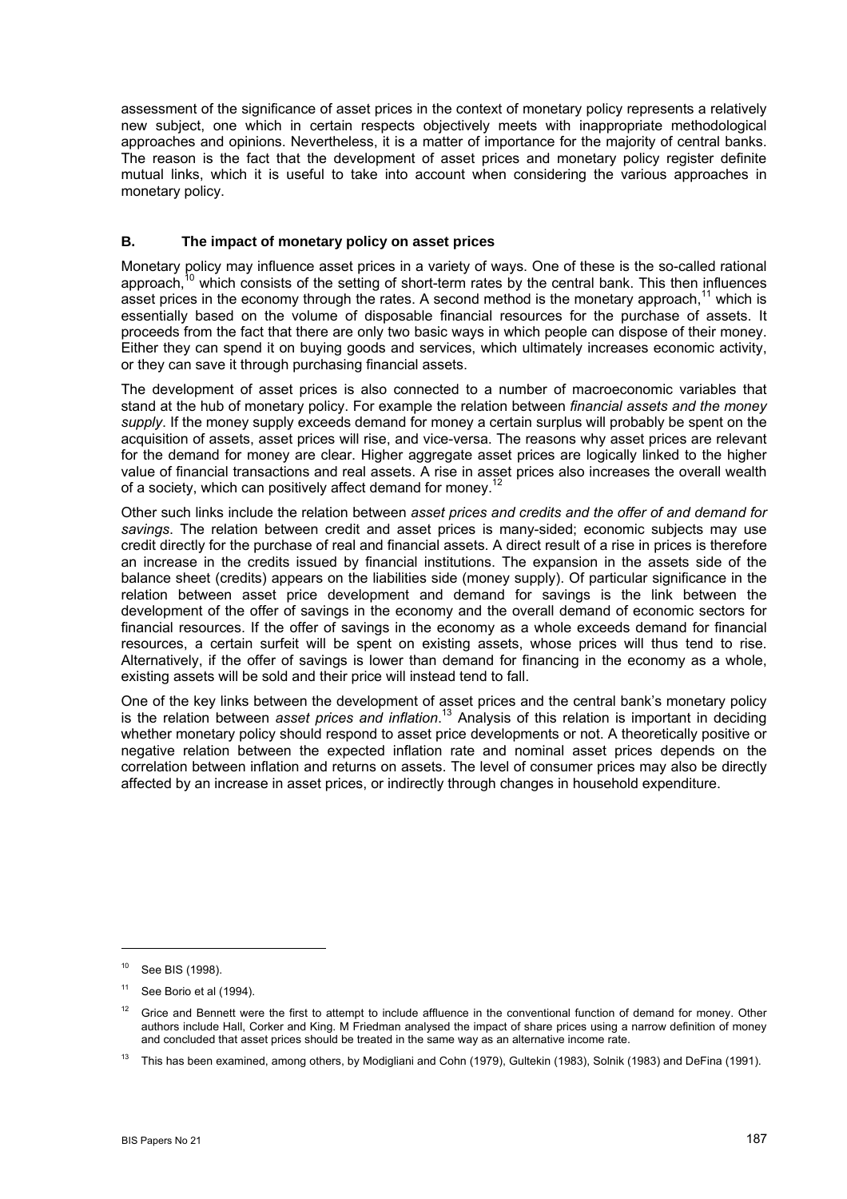assessment of the significance of asset prices in the context of monetary policy represents a relatively new subject, one which in certain respects objectively meets with inappropriate methodological approaches and opinions. Nevertheless, it is a matter of importance for the majority of central banks. The reason is the fact that the development of asset prices and monetary policy register definite mutual links, which it is useful to take into account when considering the various approaches in monetary policy.

### B. The impact of monetary policy on asset prices

Monetary policy may influence asset prices in a variety of ways. One of these is the so-called rational approach,[10] which consists of the setting of short-term rates by the central bank. This then influences asset prices in the economy through the rates. A second method is the monetary approach,[11] which is essentially based on the volume of disposable financial resources for the purchase of assets. It proceeds from the fact that there are only two basic ways in which people can dispose of their money. Either they can spend it on buying goods and services, which ultimately increases economic activity, or they can save it through purchasing financial assets.

The development of asset prices is also connected to a number of macroeconomic variables that stand at the hub of monetary policy. For example the relation between *financial assets and the money supply*. If the money supply exceeds demand for money a certain surplus will probably be spent on the acquisition of assets, asset prices will rise, and vice-versa. The reasons why asset prices are relevant for the demand for money are clear. Higher aggregate asset prices are logically linked to the higher value of financial transactions and real assets. A rise in asset prices also increases the overall wealth of a society, which can positively affect demand for money.[12]

Other such links include the relation between *asset prices and credits and the offer of and demand for savings*. The relation between credit and asset prices is many-sided; economic subjects may use credit directly for the purchase of real and financial assets. A direct result of a rise in prices is therefore an increase in the credits issued by financial institutions. The expansion in the assets side of the balance sheet (credits) appears on the liabilities side (money supply). Of particular significance in the relation between asset price development and demand for savings is the link between the development of the offer of savings in the economy and the overall demand of economic sectors for financial resources. If the offer of savings in the economy as a whole exceeds demand for financial resources, a certain surfeit will be spent on existing assets, whose prices will thus tend to rise. Alternatively, if the offer of savings is lower than demand for financing in the economy as a whole, existing assets will be sold and their price will instead tend to fall.

One of the key links between the development of asset prices and the central bank's monetary policy is the relation between *asset prices and inflation*.[13] Analysis of this relation is important in deciding whether monetary policy should respond to asset price developments or not. A theoretically positive or negative relation between the expected inflation rate and nominal asset prices depends on the correlation between inflation and returns on assets. The level of consumer prices may also be directly affected by an increase in asset prices, or indirectly through changes in household expenditure.

---

[10] See BIS (1998).

[11] See Borio et al (1994).

[12] Grice and Bennett were the first to attempt to include affluence in the conventional function of demand for money. Other authors include Hall, Corker and King. M Friedman analysed the impact of share prices using a narrow definition of money and concluded that asset prices should be treated in the same way as an alternative income rate.

[13] This has been examined, among others, by Modigliani and Cohn (1979), Gultekin (1983), Solnik (1983) and DeFina (1991).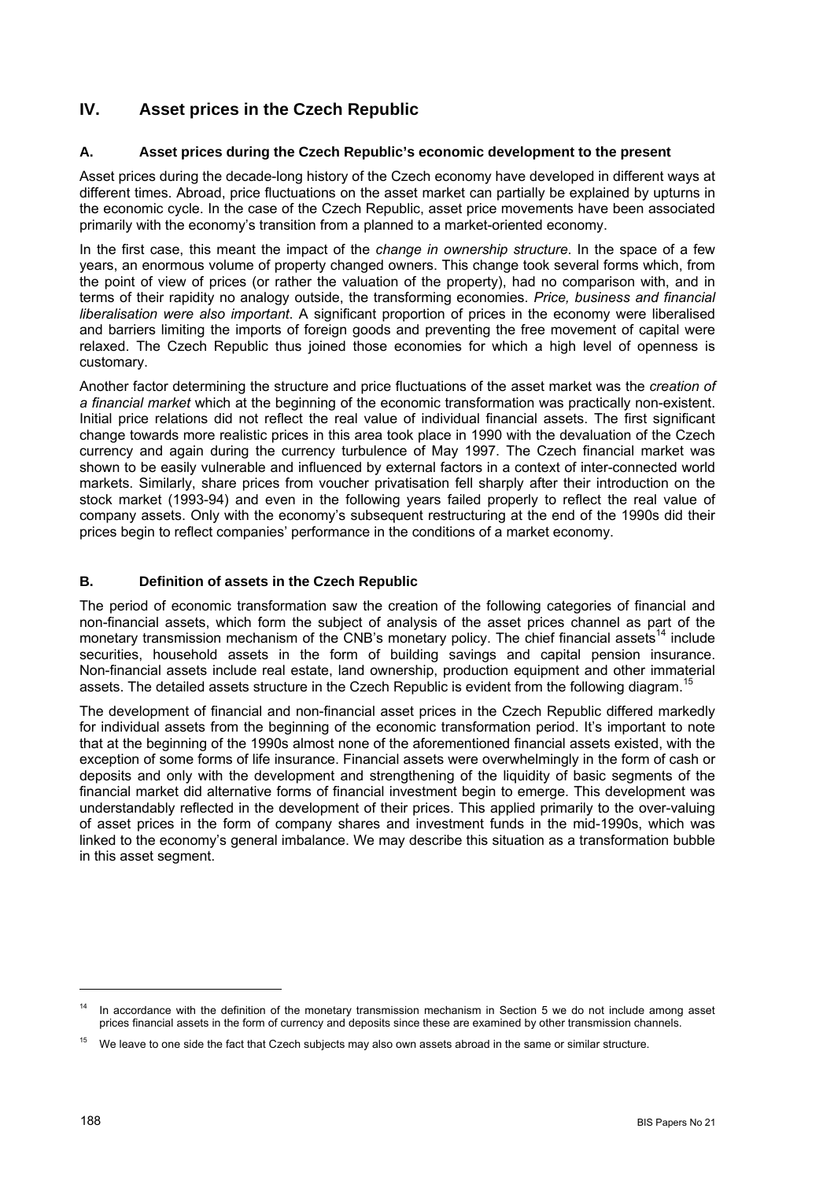## IV. Asset prices in the Czech Republic

### A. Asset prices during the Czech Republic's economic development to the present

Asset prices during the decade-long history of the Czech economy have developed in different ways at different times. Abroad, price fluctuations on the asset market can partially be explained by upturns in the economic cycle. In the case of the Czech Republic, asset price movements have been associated primarily with the economy's transition from a planned to a market-oriented economy.

In the first case, this meant the impact of the *change in ownership structure*. In the space of a few years, an enormous volume of property changed owners. This change took several forms which, from the point of view of prices (or rather the valuation of the property), had no comparison with, and in terms of their rapidity no analogy outside, the transforming economies. *Price, business and financial liberalisation were also important*. A significant proportion of prices in the economy were liberalised and barriers limiting the imports of foreign goods and preventing the free movement of capital were relaxed. The Czech Republic thus joined those economies for which a high level of openness is customary.

Another factor determining the structure and price fluctuations of the asset market was the *creation of a financial market* which at the beginning of the economic transformation was practically non-existent. Initial price relations did not reflect the real value of individual financial assets. The first significant change towards more realistic prices in this area took place in 1990 with the devaluation of the Czech currency and again during the currency turbulence of May 1997. The Czech financial market was shown to be easily vulnerable and influenced by external factors in a context of inter-connected world markets. Similarly, share prices from voucher privatisation fell sharply after their introduction on the stock market (1993-94) and even in the following years failed properly to reflect the real value of company assets. Only with the economy's subsequent restructuring at the end of the 1990s did their prices begin to reflect companies' performance in the conditions of a market economy.

### B. Definition of assets in the Czech Republic

The period of economic transformation saw the creation of the following categories of financial and non-financial assets, which form the subject of analysis of the asset prices channel as part of the monetary transmission mechanism of the CNB's monetary policy. The chief financial assets[14] include securities, household assets in the form of building savings and capital pension insurance. Non-financial assets include real estate, land ownership, production equipment and other immaterial assets. The detailed assets structure in the Czech Republic is evident from the following diagram.[15]

The development of financial and non-financial asset prices in the Czech Republic differed markedly for individual assets from the beginning of the economic transformation period. It's important to note that at the beginning of the 1990s almost none of the aforementioned financial assets existed, with the exception of some forms of life insurance. Financial assets were overwhelmingly in the form of cash or deposits and only with the development and strengthening of the liquidity of basic segments of the financial market did alternative forms of financial investment begin to emerge. This development was understandably reflected in the development of their prices. This applied primarily to the over-valuing of asset prices in the form of company shares and investment funds in the mid-1990s, which was linked to the economy's general imbalance. We may describe this situation as a transformation bubble in this asset segment.

---

[14] In accordance with the definition of the monetary transmission mechanism in Section 5 we do not include among asset prices financial assets in the form of currency and deposits since these are examined by other transmission channels.

[15] We leave to one side the fact that Czech subjects may also own assets abroad in the same or similar structure.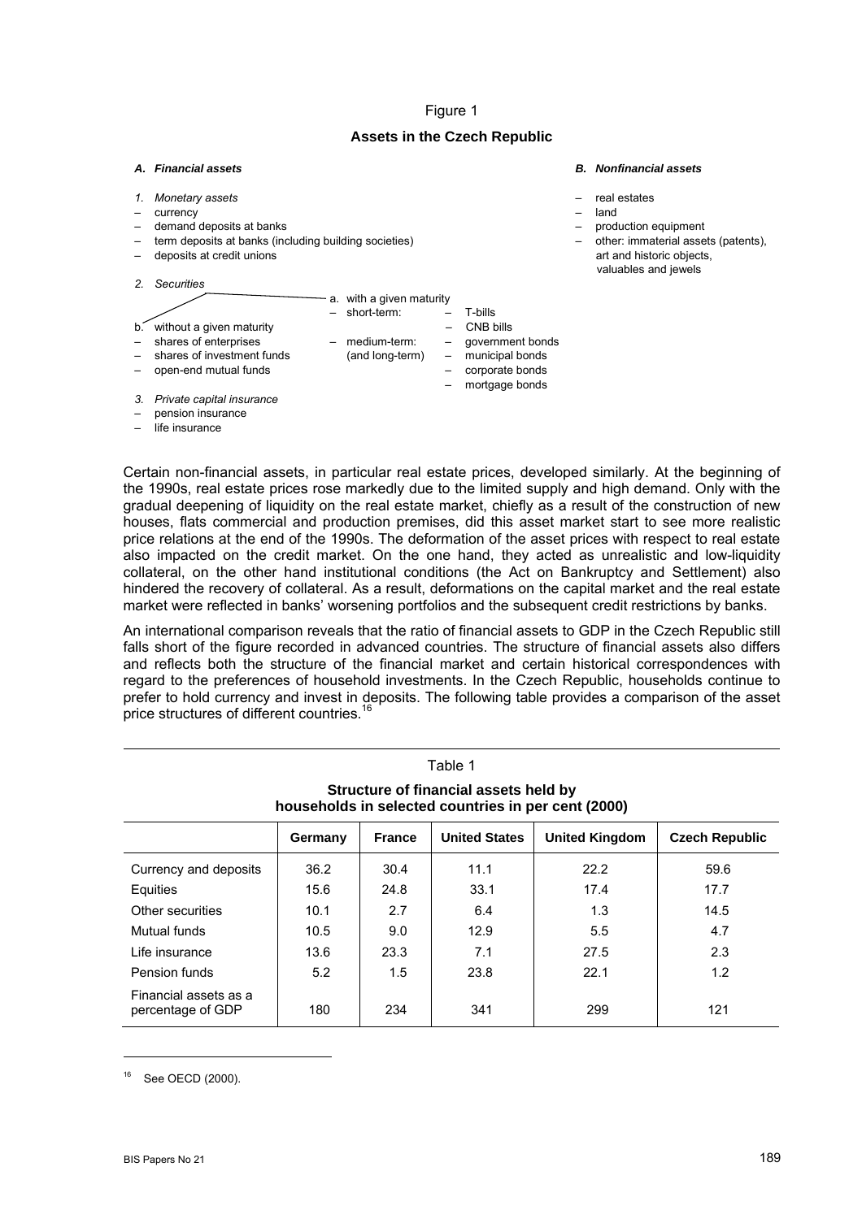Figure 1

**Assets in the Czech Republic**

***A. Financial assets***

*1. Monetary assets*

- currency
- demand deposits at banks
- term deposits at banks (including building societies)
- deposits at credit unions

*2. Securities*

a. with a given maturity

- short-term:
  - T-bills
  - CNB bills
- medium-term: (and long-term)
  - government bonds
  - municipal bonds
  - corporate bonds
  - mortgage bonds

b. without a given maturity

- shares of enterprises
- shares of investment funds
- open-end mutual funds

*3. Private capital insurance*

- pension insurance
- life insurance

***B. Nonfinancial assets***

- real estates
- land
- production equipment
- other: immaterial assets (patents), art and historic objects, valuables and jewels

Certain non-financial assets, in particular real estate prices, developed similarly. At the beginning of the 1990s, real estate prices rose markedly due to the limited supply and high demand. Only with the gradual deepening of liquidity on the real estate market, chiefly as a result of the construction of new houses, flats commercial and production premises, did this asset market start to see more realistic price relations at the end of the 1990s. The deformation of the asset prices with respect to real estate also impacted on the credit market. On the one hand, they acted as unrealistic and low-liquidity collateral, on the other hand institutional conditions (the Act on Bankruptcy and Settlement) also hindered the recovery of collateral. As a result, deformations on the capital market and the real estate market were reflected in banks' worsening portfolios and the subsequent credit restrictions by banks.

An international comparison reveals that the ratio of financial assets to GDP in the Czech Republic still falls short of the figure recorded in advanced countries. The structure of financial assets also differs and reflects both the structure of the financial market and certain historical correspondences with regard to the preferences of household investments. In the Czech Republic, households continue to prefer to hold currency and invest in deposits. The following table provides a comparison of the asset price structures of different countries.[16]

Table 1

**Structure of financial assets held by households in selected countries in per cent (2000)**

| | Germany | France | United States | United Kingdom | Czech Republic |
|---|---|---|---|---|---|
| Currency and deposits | 36.2 | 30.4 | 11.1 | 22.2 | 59.6 |
| Equities | 15.6 | 24.8 | 33.1 | 17.4 | 17.7 |
| Other securities | 10.1 | 2.7 | 6.4 | 1.3 | 14.5 |
| Mutual funds | 10.5 | 9.0 | 12.9 | 5.5 | 4.7 |
| Life insurance | 13.6 | 23.3 | 7.1 | 27.5 | 2.3 |
| Pension funds | 5.2 | 1.5 | 23.8 | 22.1 | 1.2 |
| Financial assets as a percentage of GDP | 180 | 234 | 341 | 299 | 121 |

[16] See OECD (2000).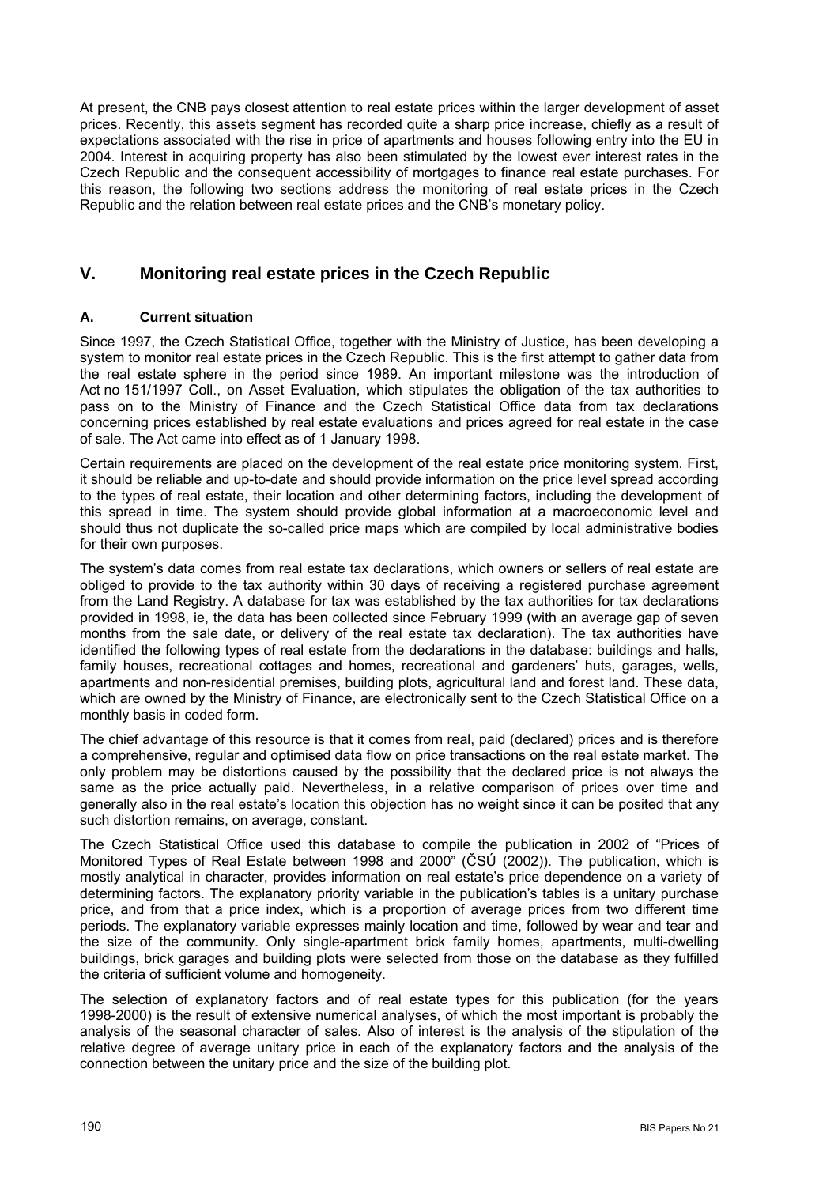At present, the CNB pays closest attention to real estate prices within the larger development of asset prices. Recently, this assets segment has recorded quite a sharp price increase, chiefly as a result of expectations associated with the rise in price of apartments and houses following entry into the EU in 2004. Interest in acquiring property has also been stimulated by the lowest ever interest rates in the Czech Republic and the consequent accessibility of mortgages to finance real estate purchases. For this reason, the following two sections address the monitoring of real estate prices in the Czech Republic and the relation between real estate prices and the CNB's monetary policy.

## V. Monitoring real estate prices in the Czech Republic

### A. Current situation

Since 1997, the Czech Statistical Office, together with the Ministry of Justice, has been developing a system to monitor real estate prices in the Czech Republic. This is the first attempt to gather data from the real estate sphere in the period since 1989. An important milestone was the introduction of Act no 151/1997 Coll., on Asset Evaluation, which stipulates the obligation of the tax authorities to pass on to the Ministry of Finance and the Czech Statistical Office data from tax declarations concerning prices established by real estate evaluations and prices agreed for real estate in the case of sale. The Act came into effect as of 1 January 1998.

Certain requirements are placed on the development of the real estate price monitoring system. First, it should be reliable and up-to-date and should provide information on the price level spread according to the types of real estate, their location and other determining factors, including the development of this spread in time. The system should provide global information at a macroeconomic level and should thus not duplicate the so-called price maps which are compiled by local administrative bodies for their own purposes.

The system's data comes from real estate tax declarations, which owners or sellers of real estate are obliged to provide to the tax authority within 30 days of receiving a registered purchase agreement from the Land Registry. A database for tax was established by the tax authorities for tax declarations provided in 1998, ie, the data has been collected since February 1999 (with an average gap of seven months from the sale date, or delivery of the real estate tax declaration). The tax authorities have identified the following types of real estate from the declarations in the database: buildings and halls, family houses, recreational cottages and homes, recreational and gardeners' huts, garages, wells, apartments and non-residential premises, building plots, agricultural land and forest land. These data, which are owned by the Ministry of Finance, are electronically sent to the Czech Statistical Office on a monthly basis in coded form.

The chief advantage of this resource is that it comes from real, paid (declared) prices and is therefore a comprehensive, regular and optimised data flow on price transactions on the real estate market. The only problem may be distortions caused by the possibility that the declared price is not always the same as the price actually paid. Nevertheless, in a relative comparison of prices over time and generally also in the real estate's location this objection has no weight since it can be posited that any such distortion remains, on average, constant.

The Czech Statistical Office used this database to compile the publication in 2002 of "Prices of Monitored Types of Real Estate between 1998 and 2000" (ČSÚ (2002)). The publication, which is mostly analytical in character, provides information on real estate's price dependence on a variety of determining factors. The explanatory priority variable in the publication's tables is a unitary purchase price, and from that a price index, which is a proportion of average prices from two different time periods. The explanatory variable expresses mainly location and time, followed by wear and tear and the size of the community. Only single-apartment brick family homes, apartments, multi-dwelling buildings, brick garages and building plots were selected from those on the database as they fulfilled the criteria of sufficient volume and homogeneity.

The selection of explanatory factors and of real estate types for this publication (for the years 1998-2000) is the result of extensive numerical analyses, of which the most important is probably the analysis of the seasonal character of sales. Also of interest is the analysis of the stipulation of the relative degree of average unitary price in each of the explanatory factors and the analysis of the connection between the unitary price and the size of the building plot.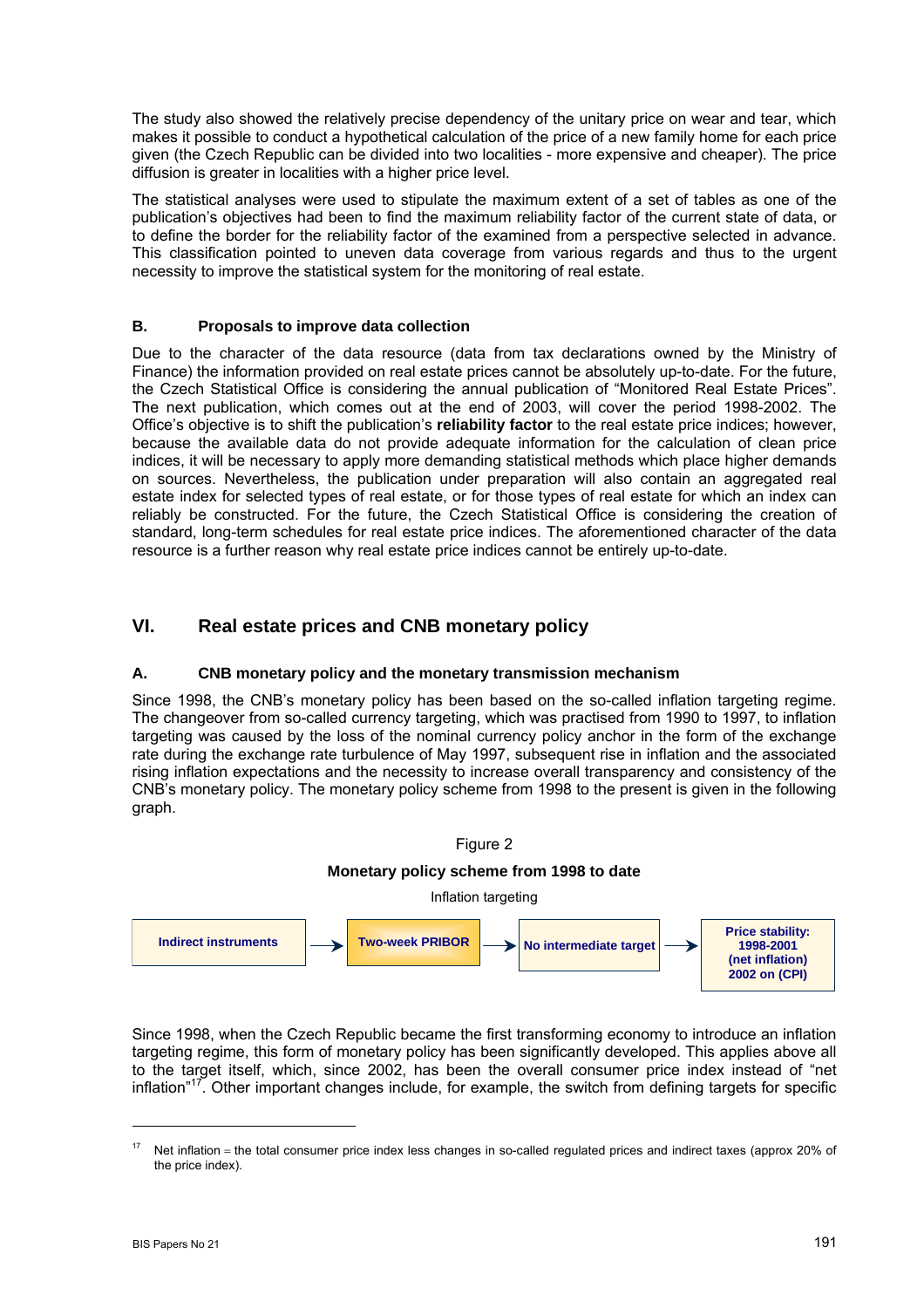The study also showed the relatively precise dependency of the unitary price on wear and tear, which makes it possible to conduct a hypothetical calculation of the price of a new family home for each price given (the Czech Republic can be divided into two localities - more expensive and cheaper). The price diffusion is greater in localities with a higher price level.

The statistical analyses were used to stipulate the maximum extent of a set of tables as one of the publication's objectives had been to find the maximum reliability factor of the current state of data, or to define the border for the reliability factor of the examined from a perspective selected in advance. This classification pointed to uneven data coverage from various regards and thus to the urgent necessity to improve the statistical system for the monitoring of real estate.

### B. Proposals to improve data collection

Due to the character of the data resource (data from tax declarations owned by the Ministry of Finance) the information provided on real estate prices cannot be absolutely up-to-date. For the future, the Czech Statistical Office is considering the annual publication of "Monitored Real Estate Prices". The next publication, which comes out at the end of 2003, will cover the period 1998-2002. The Office's objective is to shift the publication's **reliability factor** to the real estate price indices; however, because the available data do not provide adequate information for the calculation of clean price indices, it will be necessary to apply more demanding statistical methods which place higher demands on sources. Nevertheless, the publication under preparation will also contain an aggregated real estate index for selected types of real estate, or for those types of real estate for which an index can reliably be constructed. For the future, the Czech Statistical Office is considering the creation of standard, long-term schedules for real estate price indices. The aforementioned character of the data resource is a further reason why real estate price indices cannot be entirely up-to-date.

## VI. Real estate prices and CNB monetary policy

### A. CNB monetary policy and the monetary transmission mechanism

Since 1998, the CNB's monetary policy has been based on the so-called inflation targeting regime. The changeover from so-called currency targeting, which was practised from 1990 to 1997, to inflation targeting was caused by the loss of the nominal currency policy anchor in the form of the exchange rate during the exchange rate turbulence of May 1997, subsequent rise in inflation and the associated rising inflation expectations and the necessity to increase overall transparency and consistency of the CNB's monetary policy. The monetary policy scheme from 1998 to the present is given in the following graph.

Figure 2

**Monetary policy scheme from 1998 to date**

Inflation targeting

**Indirect instruments** → **Two-week PRIBOR** → **No intermediate target** → **Price stability: 1998-2001 (net inflation) 2002 on (CPI)**

Since 1998, when the Czech Republic became the first transforming economy to introduce an inflation targeting regime, this form of monetary policy has been significantly developed. This applies above all to the target itself, which, since 2002, has been the overall consumer price index instead of "net inflation"[17]. Other important changes include, for example, the switch from defining targets for specific

---

[17] Net inflation = the total consumer price index less changes in so-called regulated prices and indirect taxes (approx 20% of the price index).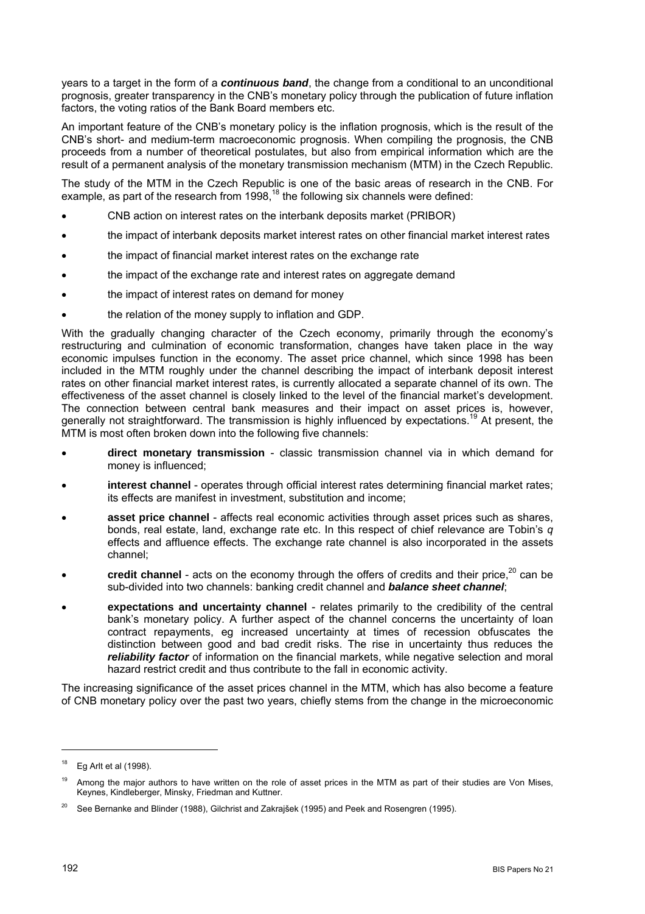years to a target in the form of a ***continuous band***, the change from a conditional to an unconditional prognosis, greater transparency in the CNB's monetary policy through the publication of future inflation factors, the voting ratios of the Bank Board members etc.

An important feature of the CNB's monetary policy is the inflation prognosis, which is the result of the CNB's short- and medium-term macroeconomic prognosis. When compiling the prognosis, the CNB proceeds from a number of theoretical postulates, but also from empirical information which are the result of a permanent analysis of the monetary transmission mechanism (MTM) in the Czech Republic.

The study of the MTM in the Czech Republic is one of the basic areas of research in the CNB. For example, as part of the research from 1998,[18] the following six channels were defined:

- CNB action on interest rates on the interbank deposits market (PRIBOR)
- the impact of interbank deposits market interest rates on other financial market interest rates
- the impact of financial market interest rates on the exchange rate
- the impact of the exchange rate and interest rates on aggregate demand
- the impact of interest rates on demand for money
- the relation of the money supply to inflation and GDP.

With the gradually changing character of the Czech economy, primarily through the economy's restructuring and culmination of economic transformation, changes have taken place in the way economic impulses function in the economy. The asset price channel, which since 1998 has been included in the MTM roughly under the channel describing the impact of interbank deposit interest rates on other financial market interest rates, is currently allocated a separate channel of its own. The effectiveness of the asset channel is closely linked to the level of the financial market's development. The connection between central bank measures and their impact on asset prices is, however, generally not straightforward. The transmission is highly influenced by expectations.[19] At present, the MTM is most often broken down into the following five channels:

- **direct monetary transmission** - classic transmission channel via in which demand for money is influenced;
- **interest channel** - operates through official interest rates determining financial market rates; its effects are manifest in investment, substitution and income;
- **asset price channel** - affects real economic activities through asset prices such as shares, bonds, real estate, land, exchange rate etc. In this respect of chief relevance are Tobin's *q* effects and affluence effects. The exchange rate channel is also incorporated in the assets channel;
- **credit channel** - acts on the economy through the offers of credits and their price,[20] can be sub-divided into two channels: banking credit channel and ***balance sheet channel***;
- **expectations and uncertainty channel** - relates primarily to the credibility of the central bank's monetary policy. A further aspect of the channel concerns the uncertainty of loan contract repayments, eg increased uncertainty at times of recession obfuscates the distinction between good and bad credit risks. The rise in uncertainty thus reduces the ***reliability factor*** of information on the financial markets, while negative selection and moral hazard restrict credit and thus contribute to the fall in economic activity.

The increasing significance of the asset prices channel in the MTM, which has also become a feature of CNB monetary policy over the past two years, chiefly stems from the change in the microeconomic

---

[18] Eg Arlt et al (1998).

[19] Among the major authors to have written on the role of asset prices in the MTM as part of their studies are Von Mises, Keynes, Kindleberger, Minsky, Friedman and Kuttner.

[20] See Bernanke and Blinder (1988), Gilchrist and Zakrajšek (1995) and Peek and Rosengren (1995).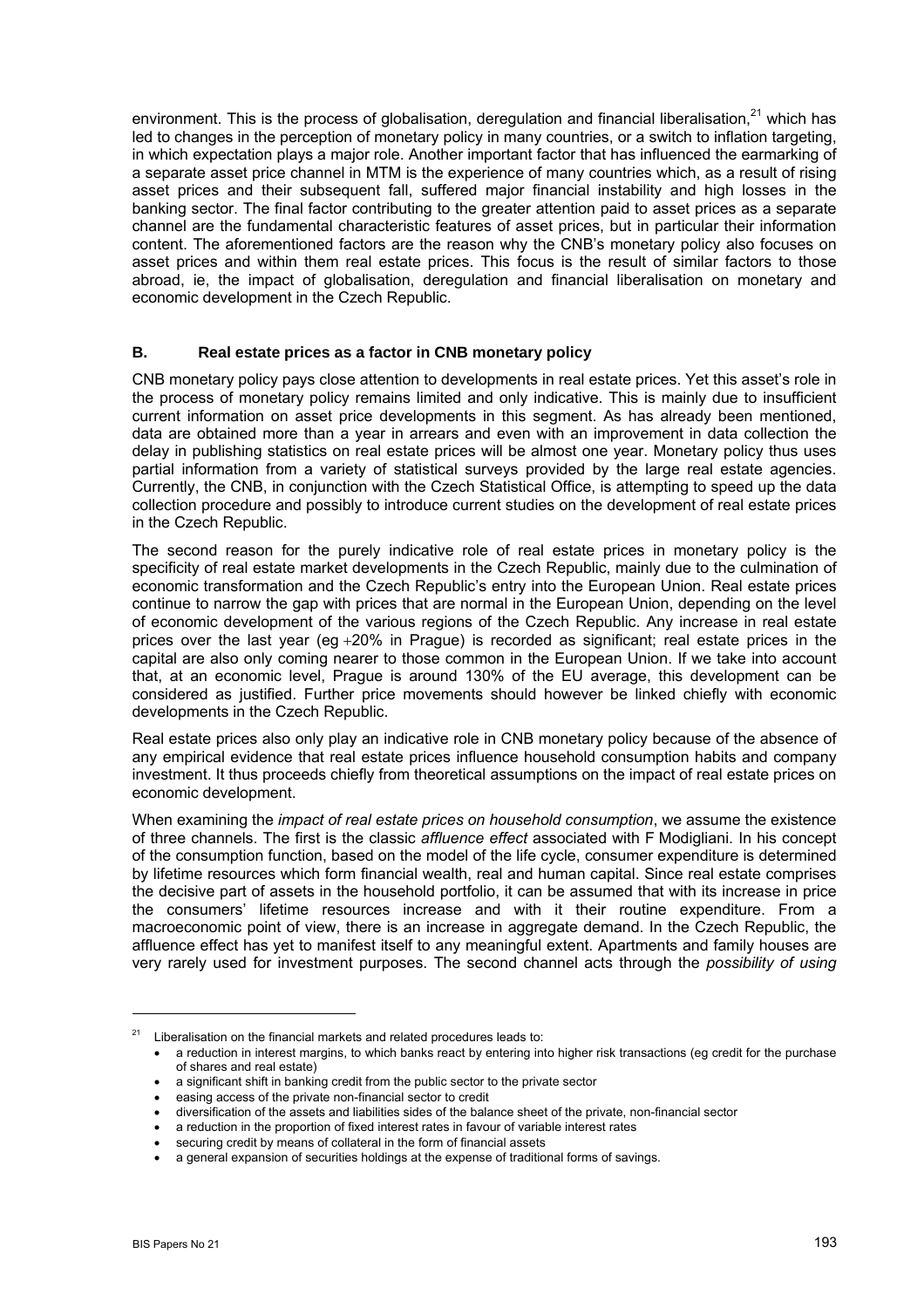environment. This is the process of globalisation, deregulation and financial liberalisation,[21] which has led to changes in the perception of monetary policy in many countries, or a switch to inflation targeting, in which expectation plays a major role. Another important factor that has influenced the earmarking of a separate asset price channel in MTM is the experience of many countries which, as a result of rising asset prices and their subsequent fall, suffered major financial instability and high losses in the banking sector. The final factor contributing to the greater attention paid to asset prices as a separate channel are the fundamental characteristic features of asset prices, but in particular their information content. The aforementioned factors are the reason why the CNB's monetary policy also focuses on asset prices and within them real estate prices. This focus is the result of similar factors to those abroad, ie, the impact of globalisation, deregulation and financial liberalisation on monetary and economic development in the Czech Republic.

## B. Real estate prices as a factor in CNB monetary policy

CNB monetary policy pays close attention to developments in real estate prices. Yet this asset's role in the process of monetary policy remains limited and only indicative. This is mainly due to insufficient current information on asset price developments in this segment. As has already been mentioned, data are obtained more than a year in arrears and even with an improvement in data collection the delay in publishing statistics on real estate prices will be almost one year. Monetary policy thus uses partial information from a variety of statistical surveys provided by the large real estate agencies. Currently, the CNB, in conjunction with the Czech Statistical Office, is attempting to speed up the data collection procedure and possibly to introduce current studies on the development of real estate prices in the Czech Republic.

The second reason for the purely indicative role of real estate prices in monetary policy is the specificity of real estate market developments in the Czech Republic, mainly due to the culmination of economic transformation and the Czech Republic's entry into the European Union. Real estate prices continue to narrow the gap with prices that are normal in the European Union, depending on the level of economic development of the various regions of the Czech Republic. Any increase in real estate prices over the last year (eg +20% in Prague) is recorded as significant; real estate prices in the capital are also only coming nearer to those common in the European Union. If we take into account that, at an economic level, Prague is around 130% of the EU average, this development can be considered as justified. Further price movements should however be linked chiefly with economic developments in the Czech Republic.

Real estate prices also only play an indicative role in CNB monetary policy because of the absence of any empirical evidence that real estate prices influence household consumption habits and company investment. It thus proceeds chiefly from theoretical assumptions on the impact of real estate prices on economic development.

When examining the *impact of real estate prices on household consumption*, we assume the existence of three channels. The first is the classic *affluence effect* associated with F Modigliani. In his concept of the consumption function, based on the model of the life cycle, consumer expenditure is determined by lifetime resources which form financial wealth, real and human capital. Since real estate comprises the decisive part of assets in the household portfolio, it can be assumed that with its increase in price the consumers' lifetime resources increase and with it their routine expenditure. From a macroeconomic point of view, there is an increase in aggregate demand. In the Czech Republic, the affluence effect has yet to manifest itself to any meaningful extent. Apartments and family houses are very rarely used for investment purposes. The second channel acts through the *possibility of using*

---

[21] Liberalisation on the financial markets and related procedures leads to:

- a reduction in interest margins, to which banks react by entering into higher risk transactions (eg credit for the purchase of shares and real estate)
- a significant shift in banking credit from the public sector to the private sector
- easing access of the private non-financial sector to credit
- diversification of the assets and liabilities sides of the balance sheet of the private, non-financial sector
- a reduction in the proportion of fixed interest rates in favour of variable interest rates
- securing credit by means of collateral in the form of financial assets
- a general expansion of securities holdings at the expense of traditional forms of savings.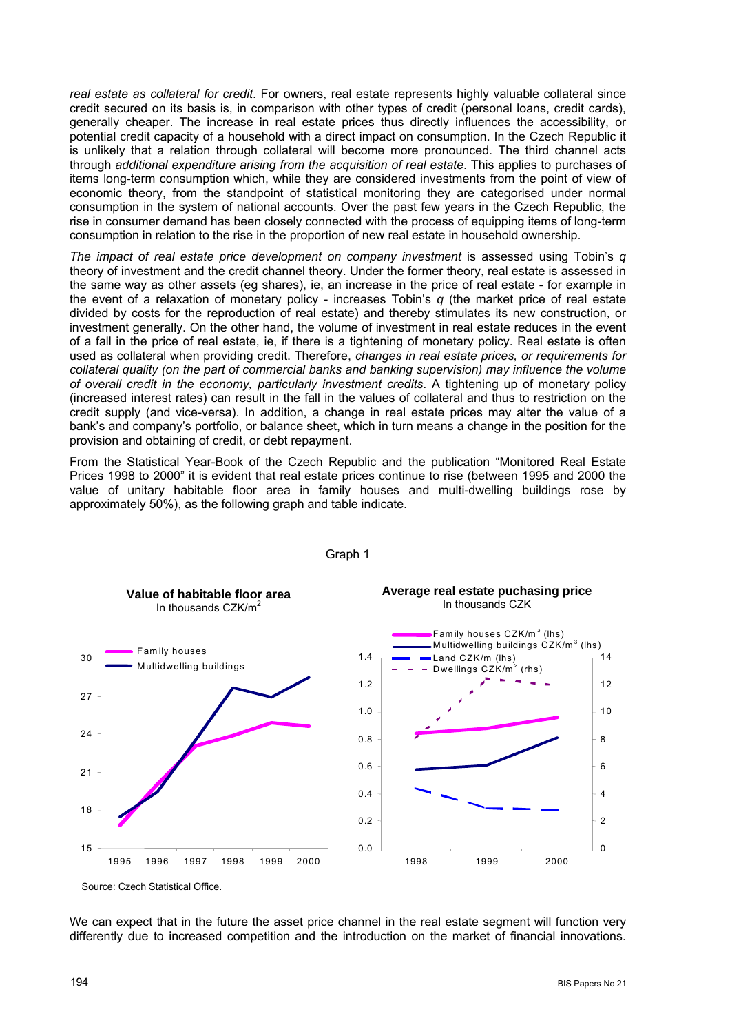*real estate as collateral for credit*. For owners, real estate represents highly valuable collateral since credit secured on its basis is, in comparison with other types of credit (personal loans, credit cards), generally cheaper. The increase in real estate prices thus directly influences the accessibility, or potential credit capacity of a household with a direct impact on consumption. In the Czech Republic it is unlikely that a relation through collateral will become more pronounced. The third channel acts through *additional expenditure arising from the acquisition of real estate*. This applies to purchases of items long-term consumption which, while they are considered investments from the point of view of economic theory, from the standpoint of statistical monitoring they are categorised under normal consumption in the system of national accounts. Over the past few years in the Czech Republic, the rise in consumer demand has been closely connected with the process of equipping items of long-term consumption in relation to the rise in the proportion of new real estate in household ownership.

*The impact of real estate price development on company investment* is assessed using Tobin's *q* theory of investment and the credit channel theory. Under the former theory, real estate is assessed in the same way as other assets (eg shares), ie, an increase in the price of real estate - for example in the event of a relaxation of monetary policy - increases Tobin's *q* (the market price of real estate divided by costs for the reproduction of real estate) and thereby stimulates its new construction, or investment generally. On the other hand, the volume of investment in real estate reduces in the event of a fall in the price of real estate, ie, if there is a tightening of monetary policy. Real estate is often used as collateral when providing credit. Therefore, *changes in real estate prices, or requirements for collateral quality (on the part of commercial banks and banking supervision) may influence the volume of overall credit in the economy, particularly investment credits*. A tightening up of monetary policy (increased interest rates) can result in the fall in the values of collateral and thus to restriction on the credit supply (and vice-versa). In addition, a change in real estate prices may alter the value of a bank's and company's portfolio, or balance sheet, which in turn means a change in the position for the provision and obtaining of credit, or debt repayment.

From the Statistical Year-Book of the Czech Republic and the publication "Monitored Real Estate Prices 1998 to 2000" it is evident that real estate prices continue to rise (between 1995 and 2000 the value of unitary habitable floor area in family houses and multi-dwelling buildings rose by approximately 50%), as the following graph and table indicate.

Graph 1

**Value of habitable floor area**
In thousands CZK/m²

**Average real estate puchasing price**
In thousands CZK

Source: Czech Statistical Office.

We can expect that in the future the asset price channel in the real estate segment will function very differently due to increased competition and the introduction on the market of financial innovations.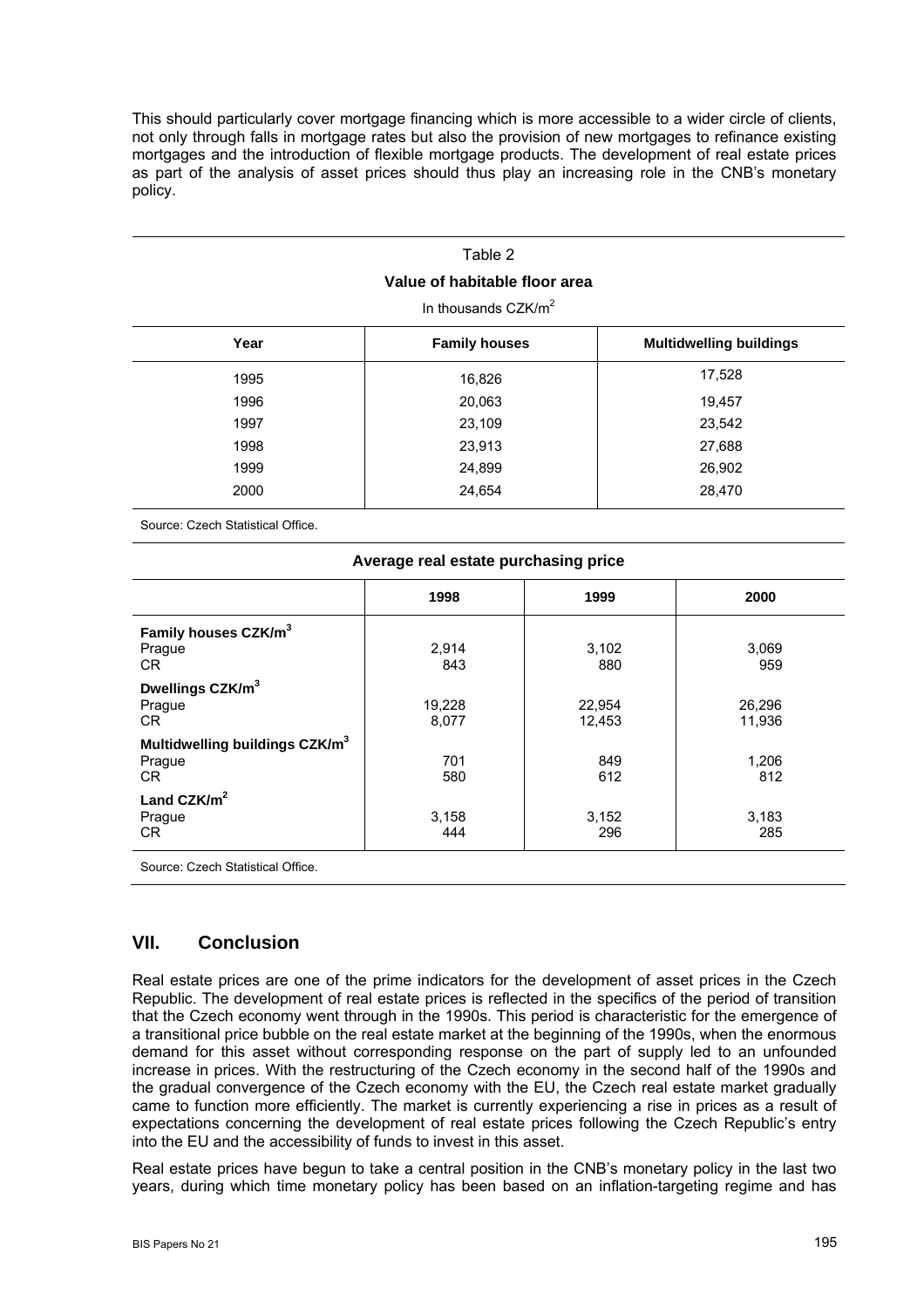This should particularly cover mortgage financing which is more accessible to a wider circle of clients, not only through falls in mortgage rates but also the provision of new mortgages to refinance existing mortgages and the introduction of flexible mortgage products. The development of real estate prices as part of the analysis of asset prices should thus play an increasing role in the CNB's monetary policy.

Table 2

**Value of habitable floor area**

In thousands CZK/m$^2$

| Year | Family houses | Multidwelling buildings |
|---|---|---|
| 1995 | 16,826 | 17,528 |
| 1996 | 20,063 | 19,457 |
| 1997 | 23,109 | 23,542 |
| 1998 | 23,913 | 27,688 |
| 1999 | 24,899 | 26,902 |
| 2000 | 24,654 | 28,470 |

Source: Czech Statistical Office.

**Average real estate purchasing price**

| | 1998 | 1999 | 2000 |
|---|---|---|---|
| **Family houses CZK/m$^3$** | | | |
| Prague | 2,914 | 3,102 | 3,069 |
| CR | 843 | 880 | 959 |
| **Dwellings CZK/m$^3$** | | | |
| Prague | 19,228 | 22,954 | 26,296 |
| CR | 8,077 | 12,453 | 11,936 |
| **Multidwelling buildings CZK/m$^3$** | | | |
| Prague | 701 | 849 | 1,206 |
| CR | 580 | 612 | 812 |
| **Land CZK/m$^2$** | | | |
| Prague | 3,158 | 3,152 | 3,183 |
| CR | 444 | 296 | 285 |

Source: Czech Statistical Office.

## VII. Conclusion

Real estate prices are one of the prime indicators for the development of asset prices in the Czech Republic. The development of real estate prices is reflected in the specifics of the period of transition that the Czech economy went through in the 1990s. This period is characteristic for the emergence of a transitional price bubble on the real estate market at the beginning of the 1990s, when the enormous demand for this asset without corresponding response on the part of supply led to an unfounded increase in prices. With the restructuring of the Czech economy in the second half of the 1990s and the gradual convergence of the Czech economy with the EU, the Czech real estate market gradually came to function more efficiently. The market is currently experiencing a rise in prices as a result of expectations concerning the development of real estate prices following the Czech Republic's entry into the EU and the accessibility of funds to invest in this asset.

Real estate prices have begun to take a central position in the CNB's monetary policy in the last two years, during which time monetary policy has been based on an inflation-targeting regime and has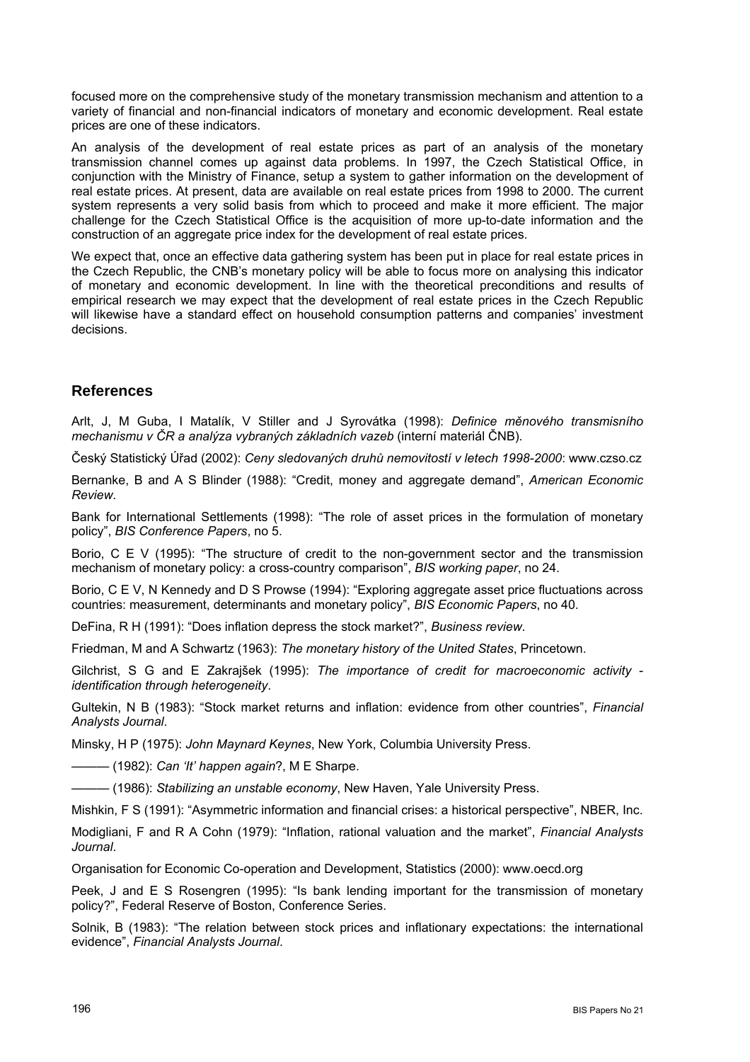focused more on the comprehensive study of the monetary transmission mechanism and attention to a variety of financial and non-financial indicators of monetary and economic development. Real estate prices are one of these indicators.

An analysis of the development of real estate prices as part of an analysis of the monetary transmission channel comes up against data problems. In 1997, the Czech Statistical Office, in conjunction with the Ministry of Finance, setup a system to gather information on the development of real estate prices. At present, data are available on real estate prices from 1998 to 2000. The current system represents a very solid basis from which to proceed and make it more efficient. The major challenge for the Czech Statistical Office is the acquisition of more up-to-date information and the construction of an aggregate price index for the development of real estate prices.

We expect that, once an effective data gathering system has been put in place for real estate prices in the Czech Republic, the CNB's monetary policy will be able to focus more on analysing this indicator of monetary and economic development. In line with the theoretical preconditions and results of empirical research we may expect that the development of real estate prices in the Czech Republic will likewise have a standard effect on household consumption patterns and companies' investment decisions.

## References

Arlt, J, M Guba, I Matalík, V Stiller and J Syrovátka (1998): *Definice měnového transmisního mechanismu v ČR a analýza vybraných základních vazeb* (interní materiál ČNB).

Český Statistický Úřad (2002): *Ceny sledovaných druhů nemovitostí v letech 1998-2000*: www.czso.cz

Bernanke, B and A S Blinder (1988): "Credit, money and aggregate demand", *American Economic Review*.

Bank for International Settlements (1998): "The role of asset prices in the formulation of monetary policy", *BIS Conference Papers*, no 5.

Borio, C E V (1995): "The structure of credit to the non-government sector and the transmission mechanism of monetary policy: a cross-country comparison", *BIS working paper*, no 24.

Borio, C E V, N Kennedy and D S Prowse (1994): "Exploring aggregate asset price fluctuations across countries: measurement, determinants and monetary policy", *BIS Economic Papers*, no 40.

DeFina, R H (1991): "Does inflation depress the stock market?", *Business review*.

Friedman, M and A Schwartz (1963): *The monetary history of the United States*, Princetown.

Gilchrist, S G and E Zakrajšek (1995): *The importance of credit for macroeconomic activity - identification through heterogeneity*.

Gultekin, N B (1983): "Stock market returns and inflation: evidence from other countries", *Financial Analysts Journal*.

Minsky, H P (1975): *John Maynard Keynes*, New York, Columbia University Press.

——— (1982): *Can 'It' happen again*?, M E Sharpe.

——— (1986): *Stabilizing an unstable economy*, New Haven, Yale University Press.

Mishkin, F S (1991): "Asymmetric information and financial crises: a historical perspective", NBER, Inc.

Modigliani, F and R A Cohn (1979): "Inflation, rational valuation and the market", *Financial Analysts Journal*.

Organisation for Economic Co-operation and Development, Statistics (2000): www.oecd.org

Peek, J and E S Rosengren (1995): "Is bank lending important for the transmission of monetary policy?", Federal Reserve of Boston, Conference Series.

Solnik, B (1983): "The relation between stock prices and inflationary expectations: the international evidence", *Financial Analysts Journal*.